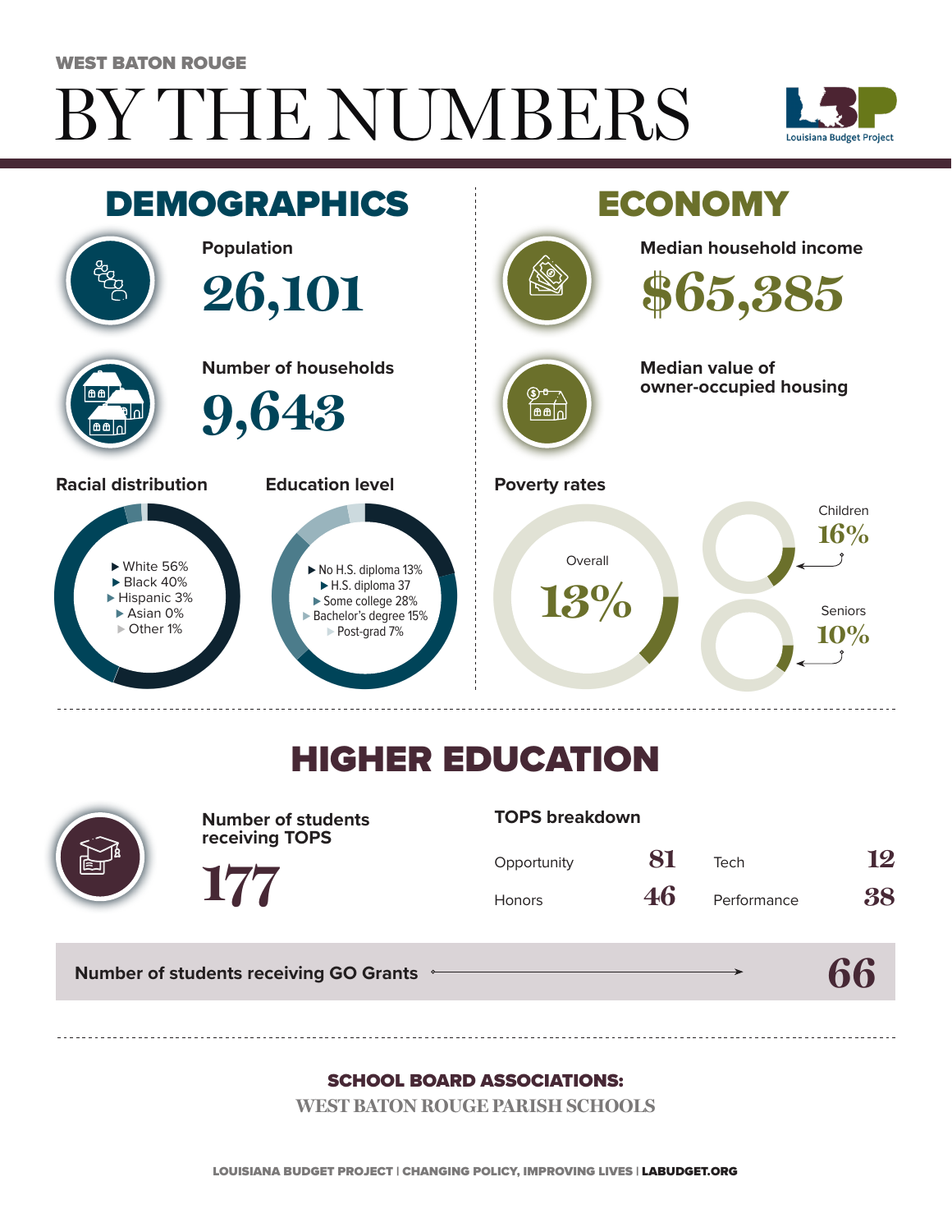WEST BATON ROUGE

# BY THE NUMBERS

Louisiana Budget Project

## DEMOGRAPHICS

**Population**

26,101

**Number of households**

9,643

### Racial distribution

- White 56%
- Black 40%
- Hispanic 3%
- Asian 0%
- Other 1%

### Education level

- No H.S. diploma 13%
- H.S. diploma 37
- Some college 28%
- Bachelor's degree 15%
- Post-grad 7%

## ECONOMY

**Median household income**

$65,385

**Median value of owner-occupied housing**

### Poverty rates

Overall 13%

Children 16%

Seniors 10%

## HIGHER EDUCATION

**Number of students receiving TOPS**

177

### TOPS breakdown

| | | | |
|---|---|---|---|
| Opportunity | 81 | Tech | 12 |
| Honors | 46 | Performance | 38 |

**Number of students receiving GO Grants** 66

### SCHOOL BOARD ASSOCIATIONS:

WEST BATON ROUGE PARISH SCHOOLS

LOUISIANA BUDGET PROJECT | CHANGING POLICY, IMPROVING LIVES | LABUDGET.ORG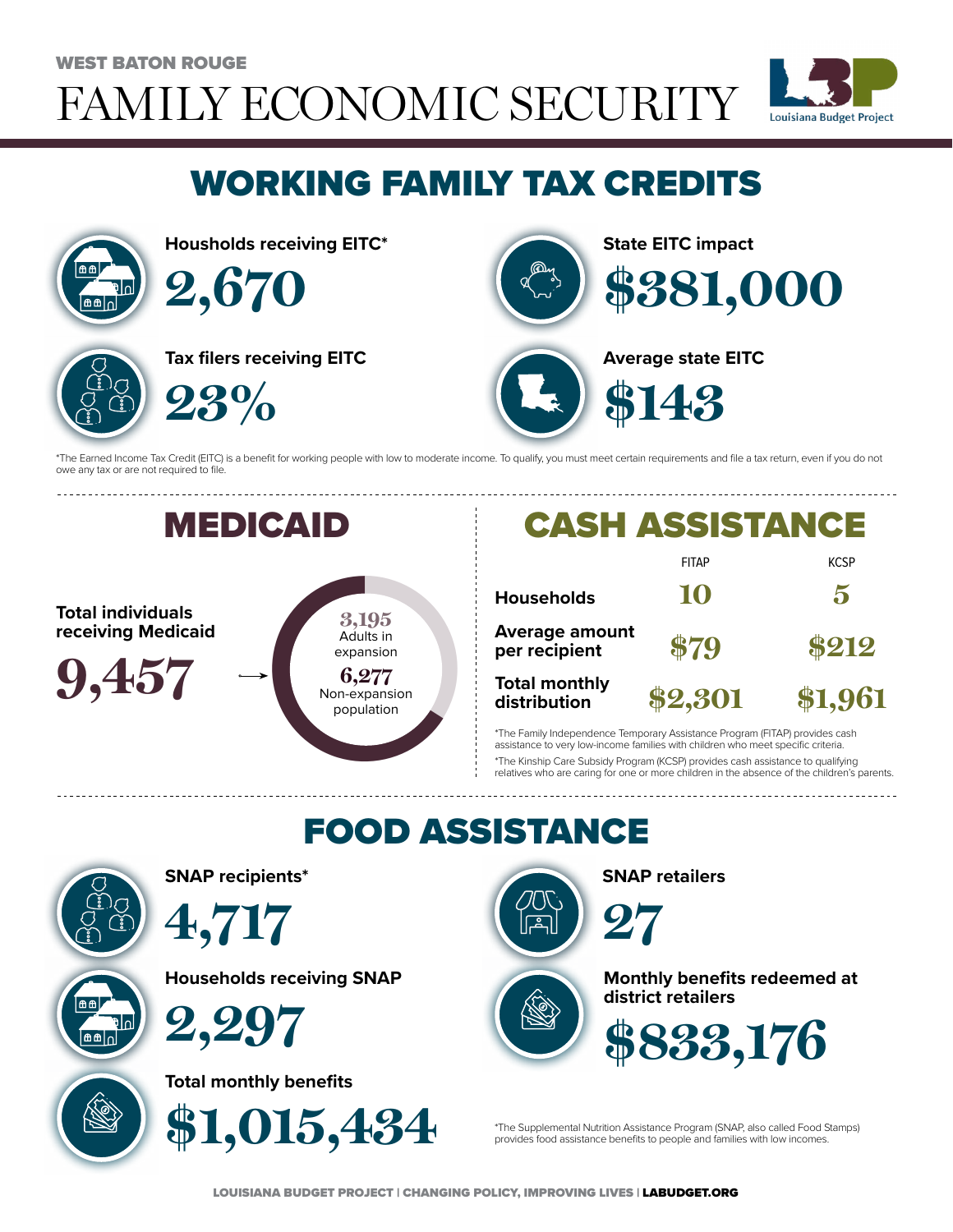WEST BATON ROUGE

# FAMILY ECONOMIC SECURITY

Louisiana Budget Project

## WORKING FAMILY TAX CREDITS

**Households receiving EITC***

**2,670**

**State EITC impact**

**$381,000**

**Tax filers receiving EITC**

**23%**

**Average state EITC**

**$143**

*The Earned Income Tax Credit (EITC) is a benefit for working people with low to moderate income. To qualify, you must meet certain requirements and file a tax return, even if you do not owe any tax or are not required to file.

## MEDICAID

**Total individuals receiving Medicaid**

**9,457**

3,195
Adults in expansion

6,277
Non-expansion population

## CASH ASSISTANCE

| | FITAP | KCSP |
|---|---|---|
| **Households** | 10 | 5 |
| **Average amount per recipient** | $79 | $212 |
| **Total monthly distribution** | $2,301 | $1,961 |

*The Family Independence Temporary Assistance Program (FITAP) provides cash assistance to very low-income families with children who meet specific criteria.

*The Kinship Care Subsidy Program (KCSP) provides cash assistance to qualifying relatives who are caring for one or more children in the absence of the children's parents.

## FOOD ASSISTANCE

**SNAP recipients***

**4,717**

**Households receiving SNAP**

**2,297**

**Total monthly benefits**

**$1,015,434**

**SNAP retailers**

**27**

**Monthly benefits redeemed at district retailers**

**$833,176**

*The Supplemental Nutrition Assistance Program (SNAP, also called Food Stamps) provides food assistance benefits to people and families with low incomes.

LOUISIANA BUDGET PROJECT | CHANGING POLICY, IMPROVING LIVES | LABUDGET.ORG